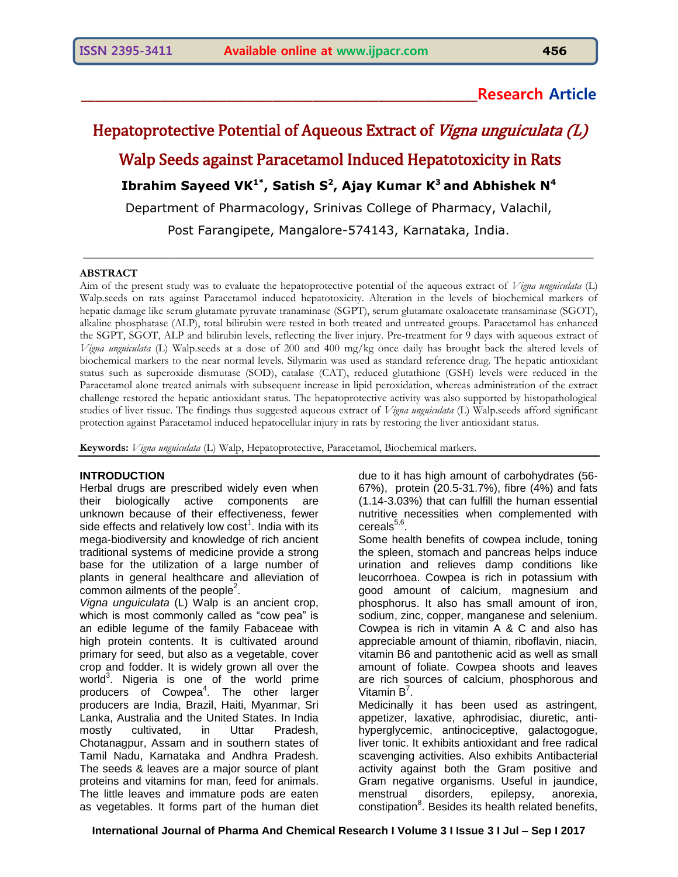**Research Article**

# Hepatoprotective Potential of Aqueous Extract of *Vigna unguiculata (L)* Walp Seeds against Paracetamol Induced Hepatotoxicity in Rats

**Ibrahim Sayeed VK[1*], Satish S[2], Ajay Kumar K[3] and Abhishek N[4]**

Department of Pharmacology, Srinivas College of Pharmacy, Valachil, Post Farangipete, Mangalore-574143, Karnataka, India.

## ABSTRACT

Aim of the present study was to evaluate the hepatoprotective potential of the aqueous extract of *Vigna unguiculata* (L) Walp.seeds on rats against Paracetamol induced hepatotoxicity. Alteration in the levels of biochemical markers of hepatic damage like serum glutamate pyruvate tranaminase (SGPT), serum glutamate oxaloacetate transaminase (SGOT), alkaline phosphatase (ALP), total bilirubin were tested in both treated and untreated groups. Paracetamol has enhanced the SGPT, SGOT, ALP and bilirubin levels, reflecting the liver injury. Pre-treatment for 9 days with aqueous extract of *Vigna unguiculata* (L) Walp.seeds at a dose of 200 and 400 mg/kg once daily has brought back the altered levels of biochemical markers to the near normal levels. Silymarin was used as standard reference drug. The hepatic antioxidant status such as superoxide dismutase (SOD), catalase (CAT), reduced glutathione (GSH) levels were reduced in the Paracetamol alone treated animals with subsequent increase in lipid peroxidation, whereas administration of the extract challenge restored the hepatic antioxidant status. The hepatoprotective activity was also supported by histopathological studies of liver tissue. The findings thus suggested aqueous extract of *Vigna unguiculata* (L) Walp.seeds afford significant protection against Paracetamol induced hepatocellular injury in rats by restoring the liver antioxidant status.

**Keywords:** *Vigna unguiculata* (L) Walp, Hepatoprotective, Paracetamol, Biochemical markers.

## INTRODUCTION

Herbal drugs are prescribed widely even when their biologically active components are unknown because of their effectiveness, fewer side effects and relatively low cost[1]. India with its mega-biodiversity and knowledge of rich ancient traditional systems of medicine provide a strong base for the utilization of a large number of plants in general healthcare and alleviation of common ailments of the people[2].

*Vigna unguiculata* (L) Walp is an ancient crop, which is most commonly called as "cow pea" is an edible legume of the family Fabaceae with high protein contents. It is cultivated around primary for seed, but also as a vegetable, cover crop and fodder. It is widely grown all over the world[3]. Nigeria is one of the world prime producers of Cowpea[4]. The other larger producers are India, Brazil, Haiti, Myanmar, Sri Lanka, Australia and the United States. In India mostly cultivated, in Uttar Pradesh, Chotanagpur, Assam and in southern states of Tamil Nadu, Karnataka and Andhra Pradesh. The seeds & leaves are a major source of plant proteins and vitamins for man, feed for animals. The little leaves and immature pods are eaten as vegetables. It forms part of the human diet due to it has high amount of carbohydrates (56-67%), protein (20.5-31.7%), fibre (4%) and fats (1.14-3.03%) that can fulfill the human essential nutritive necessities when complemented with cereals[5,6].

Some health benefits of cowpea include, toning the spleen, stomach and pancreas helps induce urination and relieves damp conditions like leucorrhoea. Cowpea is rich in potassium with good amount of calcium, magnesium and phosphorus. It also has small amount of iron, sodium, zinc, copper, manganese and selenium. Cowpea is rich in vitamin A & C and also has appreciable amount of thiamin, riboflavin, niacin, vitamin B6 and pantothenic acid as well as small amount of foliate. Cowpea shoots and leaves are rich sources of calcium, phosphorous and Vitamin B[7].

Medicinally it has been used as astringent, appetizer, laxative, aphrodisiac, diuretic, anti-hyperglycemic, antinociceptive, galactogogue, liver tonic. It exhibits antioxidant and free radical scavenging activities. Also exhibits Antibacterial activity against both the Gram positive and Gram negative organisms. Useful in jaundice, menstrual disorders, epilepsy, anorexia, constipation[8]. Besides its health related benefits,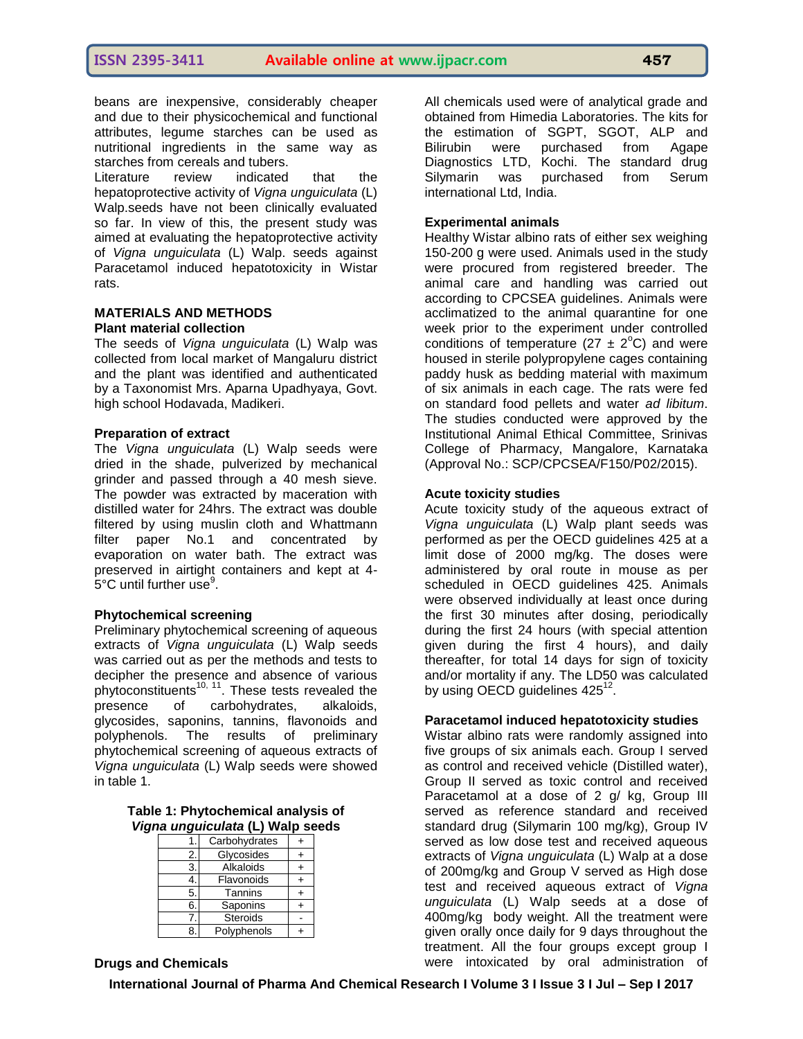beans are inexpensive, considerably cheaper and due to their physicochemical and functional attributes, legume starches can be used as nutritional ingredients in the same way as starches from cereals and tubers.

Literature review indicated that the hepatoprotective activity of *Vigna unguiculata* (L) Walp.seeds have not been clinically evaluated so far. In view of this, the present study was aimed at evaluating the hepatoprotective activity of *Vigna unguiculata* (L) Walp. seeds against Paracetamol induced hepatotoxicity in Wistar rats.

## MATERIALS AND METHODS

### Plant material collection

The seeds of *Vigna unguiculata* (L) Walp was collected from local market of Mangaluru district and the plant was identified and authenticated by a Taxonomist Mrs. Aparna Upadhyaya, Govt. high school Hodavada, Madikeri.

### Preparation of extract

The *Vigna unguiculata* (L) Walp seeds were dried in the shade, pulverized by mechanical grinder and passed through a 40 mesh sieve. The powder was extracted by maceration with distilled water for 24hrs. The extract was double filtered by using muslin cloth and Whattmann filter paper No.1 and concentrated by evaporation on water bath. The extract was preserved in airtight containers and kept at 4-5°C until further use[9].

### Phytochemical screening

Preliminary phytochemical screening of aqueous extracts of *Vigna unguiculata* (L) Walp seeds was carried out as per the methods and tests to decipher the presence and absence of various phytoconstituents[10, 11]. These tests revealed the presence of carbohydrates, alkaloids, glycosides, saponins, tannins, flavonoids and polyphenols. The results of preliminary phytochemical screening of aqueous extracts of *Vigna unguiculata* (L) Walp seeds were showed in table 1.

**Table 1: Phytochemical analysis of *Vigna unguiculata* (L) Walp seeds**

| | | |
|---|---|---|
| 1. | Carbohydrates | + |
| 2. | Glycosides | + |
| 3. | Alkaloids | + |
| 4. | Flavonoids | + |
| 5. | Tannins | + |
| 6. | Saponins | + |
| 7. | Steroids | - |
| 8. | Polyphenols | + |

### Drugs and Chemicals

All chemicals used were of analytical grade and obtained from Himedia Laboratories. The kits for the estimation of SGPT, SGOT, ALP and Bilirubin were purchased from Agape Diagnostics LTD, Kochi. The standard drug Silymarin was purchased from Serum international Ltd, India.

### Experimental animals

Healthy Wistar albino rats of either sex weighing 150-200 g were used. Animals used in the study were procured from registered breeder. The animal care and handling was carried out according to CPCSEA guidelines. Animals were acclimatized to the animal quarantine for one week prior to the experiment under controlled conditions of temperature (27 ± 2°C) and were housed in sterile polypropylene cages containing paddy husk as bedding material with maximum of six animals in each cage. The rats were fed on standard food pellets and water *ad libitum*. The studies conducted were approved by the Institutional Animal Ethical Committee, Srinivas College of Pharmacy, Mangalore, Karnataka (Approval No.: SCP/CPCSEA/F150/P02/2015).

### Acute toxicity studies

Acute toxicity study of the aqueous extract of *Vigna unguiculata* (L) Walp plant seeds was performed as per the OECD guidelines 425 at a limit dose of 2000 mg/kg. The doses were administered by oral route in mouse as per scheduled in OECD guidelines 425. Animals were observed individually at least once during the first 30 minutes after dosing, periodically during the first 24 hours (with special attention given during the first 4 hours), and daily thereafter, for total 14 days for sign of toxicity and/or mortality if any. The LD50 was calculated by using OECD guidelines 425[12].

### Paracetamol induced hepatotoxicity studies

Wistar albino rats were randomly assigned into five groups of six animals each. Group I served as control and received vehicle (Distilled water), Group II served as toxic control and received Paracetamol at a dose of 2 g/ kg, Group III served as reference standard and received standard drug (Silymarin 100 mg/kg), Group IV served as low dose test and received aqueous extracts of *Vigna unguiculata* (L) Walp at a dose of 200mg/kg and Group V served as High dose test and received aqueous extract of *Vigna unguiculata* (L) Walp seeds at a dose of 400mg/kg body weight. All the treatment were given orally once daily for 9 days throughout the treatment. All the four groups except group I were intoxicated by oral administration of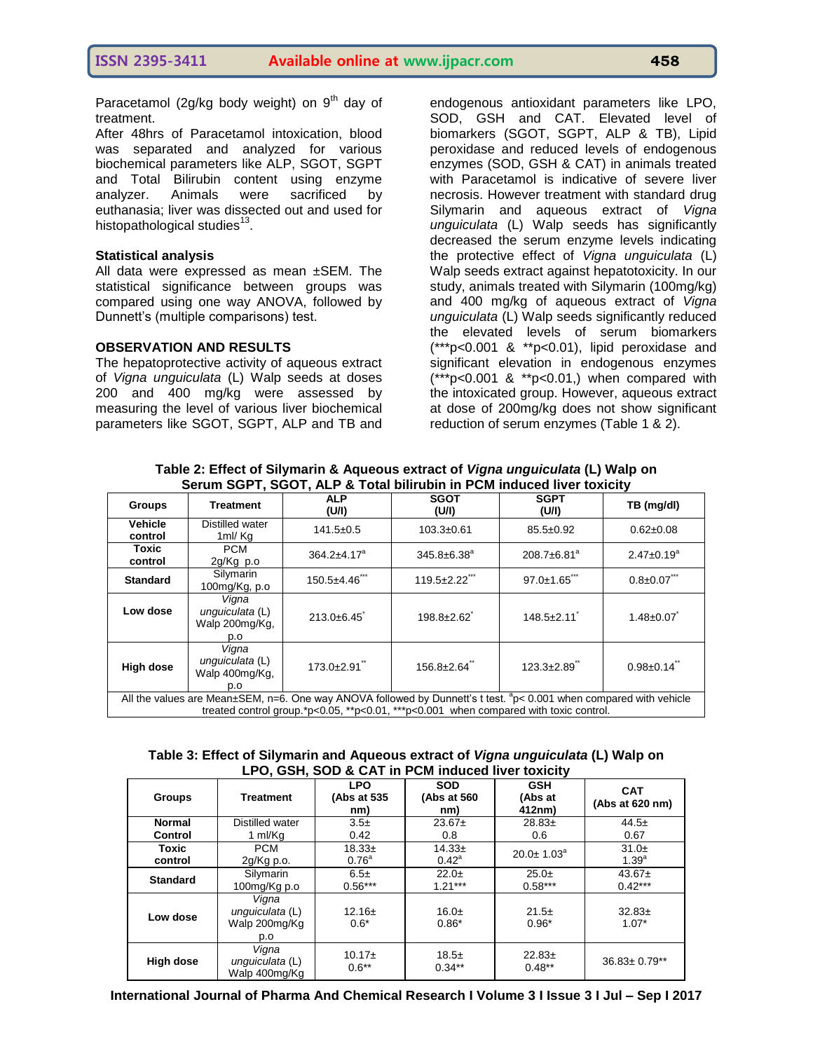Paracetamol (2g/kg body weight) on 9th day of treatment.

After 48hrs of Paracetamol intoxication, blood was separated and analyzed for various biochemical parameters like ALP, SGOT, SGPT and Total Bilirubin content using enzyme analyzer. Animals were sacrificed by euthanasia; liver was dissected out and used for histopathological studies[13].

### Statistical analysis

All data were expressed as mean ±SEM. The statistical significance between groups was compared using one way ANOVA, followed by Dunnett's (multiple comparisons) test.

### OBSERVATION AND RESULTS

The hepatoprotective activity of aqueous extract of *Vigna unguiculata* (L) Walp seeds at doses 200 and 400 mg/kg were assessed by measuring the level of various liver biochemical parameters like SGOT, SGPT, ALP and TB and endogenous antioxidant parameters like LPO, SOD, GSH and CAT. Elevated level of biomarkers (SGOT, SGPT, ALP & TB), Lipid peroxidase and reduced levels of endogenous enzymes (SOD, GSH & CAT) in animals treated with Paracetamol is indicative of severe liver necrosis. However treatment with standard drug Silymarin and aqueous extract of *Vigna unguiculata* (L) Walp seeds has significantly decreased the serum enzyme levels indicating the protective effect of *Vigna unguiculata* (L) Walp seeds extract against hepatotoxicity. In our study, animals treated with Silymarin (100mg/kg) and 400 mg/kg of aqueous extract of *Vigna unguiculata* (L) Walp seeds significantly reduced the elevated levels of serum biomarkers (***p<0.001 & **p<0.01), lipid peroxidase and significant elevation in endogenous enzymes (***p<0.001 & **p<0.01,) when compared with the intoxicated group. However, aqueous extract at dose of 200mg/kg does not show significant reduction of serum enzymes (Table 1 & 2).

**Table 2: Effect of Silymarin & Aqueous extract of *Vigna unguiculata* (L) Walp on Serum SGPT, SGOT, ALP & Total bilirubin in PCM induced liver toxicity**

| Groups | Treatment | ALP (U/l) | SGOT (U/l) | SGPT (U/l) | TB (mg/dl) |
|---|---|---|---|---|---|
| Vehicle control | Distilled water 1ml/ Kg | 141.5±0.5 | 103.3±0.61 | 85.5±0.92 | 0.62±0.08 |
| Toxic control | PCM 2g/Kg p.o | 364.2±4.17[a] | 345.8±6.38[a] | 208.7±6.81[a] | 2.47±0.19[a] |
| Standard | Silymarin 100mg/Kg, p.o | 150.5±4.46*** | 119.5±2.22*** | 97.0±1.65*** | 0.8±0.07*** |
| Low dose | *Vigna unguiculata* (L) Walp 200mg/Kg, p.o | 213.0±6.45* | 198.8±2.62* | 148.5±2.11* | 1.48±0.07* |
| High dose | *Vigna unguiculata* (L) Walp 400mg/Kg, p.o | 173.0±2.91** | 156.8±2.64** | 123.3±2.89** | 0.98±0.14** |

All the values are Mean±SEM, n=6. One way ANOVA followed by Dunnett's t test. [a]p< 0.001 when compared with vehicle treated control group.*p<0.05, **p<0.01, ***p<0.001 when compared with toxic control.

**Table 3: Effect of Silymarin and Aqueous extract of *Vigna unguiculata* (L) Walp on LPO, GSH, SOD & CAT in PCM induced liver toxicity**

| Groups | Treatment | LPO (Abs at 535 nm) | SOD (Abs at 560 nm) | GSH (Abs at 412nm) | CAT (Abs at 620 nm) |
|---|---|---|---|---|---|
| Normal Control | Distilled water 1 ml/Kg | 3.5± 0.42 | 23.67± 0.8 | 28.83± 0.6 | 44.5± 0.67 |
| Toxic control | PCM 2g/Kg p.o. | 18.33± 0.76[a] | 14.33± 0.42[a] | 20.0± 1.03[a] | 31.0± 1.39[a] |
| Standard | Silymarin 100mg/Kg p.o | 6.5± 0.56*** | 22.0± 1.21*** | 25.0± 0.58*** | 43.67± 0.42*** |
| Low dose | *Vigna unguiculata* (L) Walp 200mg/Kg p.o | 12.16± 0.6* | 16.0± 0.86* | 21.5± 0.96* | 32.83± 1.07* |
| High dose | *Vigna unguiculata* (L) Walp 400mg/Kg | 10.17± 0.6** | 18.5± 0.34** | 22.83± 0.48** | 36.83± 0.79** |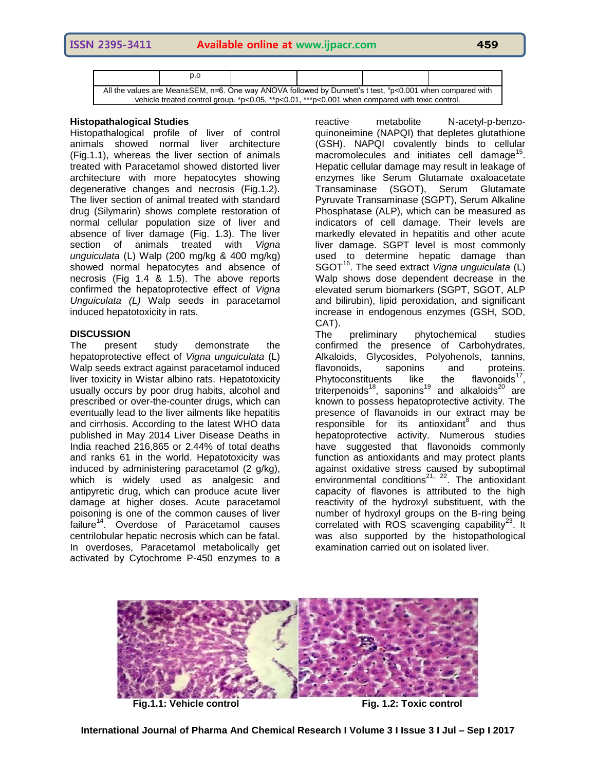| | p.o | | | | |
|---|---|---|---|---|---|
| All the values are Mean±SEM, n=6. One way ANOVA followed by Dunnett's t test, $^{a}$p<0.001 when compared with vehicle treated control group. *p<0.05, **p<0.01, ***p<0.001 when compared with toxic control. | | | | | |

**Histopathalogical Studies**

Histopathalogical profile of liver of control animals showed normal liver architecture (Fig.1.1), whereas the liver section of animals treated with Paracetamol showed distorted liver architecture with more hepatocytes showing degenerative changes and necrosis (Fig.1.2). The liver section of animal treated with standard drug (Silymarin) shows complete restoration of normal cellular population size of liver and absence of liver damage (Fig. 1.3). The liver section of animals treated with *Vigna unguiculata* (L) Walp (200 mg/kg & 400 mg/kg) showed normal hepatocytes and absence of necrosis (Fig 1.4 & 1.5). The above reports confirmed the hepatoprotective effect of *Vigna Unguiculata (L)* Walp seeds in paracetamol induced hepatotoxicity in rats.

## DISCUSSION

The present study demonstrate the hepatoprotective effect of *Vigna unguiculata* (L) Walp seeds extract against paracetamol induced liver toxicity in Wistar albino rats. Hepatotoxicity usually occurs by poor drug habits, alcohol and prescribed or over-the-counter drugs, which can eventually lead to the liver ailments like hepatitis and cirrhosis. According to the latest WHO data published in May 2014 Liver Disease Deaths in India reached 216,865 or 2.44% of total deaths and ranks 61 in the world. Hepatotoxicity was induced by administering paracetamol (2 g/kg), which is widely used as analgesic and antipyretic drug, which can produce acute liver damage at higher doses. Acute paracetamol poisoning is one of the common causes of liver failure[14]. Overdose of Paracetamol causes centrilobular hepatic necrosis which can be fatal. In overdoses, Paracetamol metabolically get activated by Cytochrome P-450 enzymes to a reactive metabolite N-acetyl-p-benzo-quinoneimine (NAPQI) that depletes glutathione (GSH). NAPQI covalently binds to cellular macromolecules and initiates cell damage[15]. Hepatic cellular damage may result in leakage of enzymes like Serum Glutamate oxaloacetate Transaminase (SGOT), Serum Glutamate Pyruvate Transaminase (SGPT), Serum Alkaline Phosphatase (ALP), which can be measured as indicators of cell damage. Their levels are markedly elevated in hepatitis and other acute liver damage. SGPT level is most commonly used to determine hepatic damage than SGOT[16]. The seed extract *Vigna unguiculata* (L) Walp shows dose dependent decrease in the elevated serum biomarkers (SGPT, SGOT, ALP and bilirubin), lipid peroxidation, and significant increase in endogenous enzymes (GSH, SOD, CAT).

The preliminary phytochemical studies confirmed the presence of Carbohydrates, Alkaloids, Glycosides, Polyohenols, tannins, flavonoids, saponins and proteins. Phytoconstituents like the flavonoids[17], triterpenoids[18], saponins[19] and alkaloids[20] are known to possess hepatoprotective activity. The presence of flavanoids in our extract may be responsible for its antioxidant[8] and thus hepatoprotective activity. Numerous studies have suggested that flavonoids commonly function as antioxidants and may protect plants against oxidative stress caused by suboptimal environmental conditions[21, 22]. The antioxidant capacity of flavones is attributed to the high reactivity of the hydroxyl substituent, with the number of hydroxyl groups on the B-ring being correlated with ROS scavenging capability[23]. It was also supported by the histopathological examination carried out on isolated liver.

**Fig.1.1: Vehicle control**

**Fig. 1.2: Toxic control**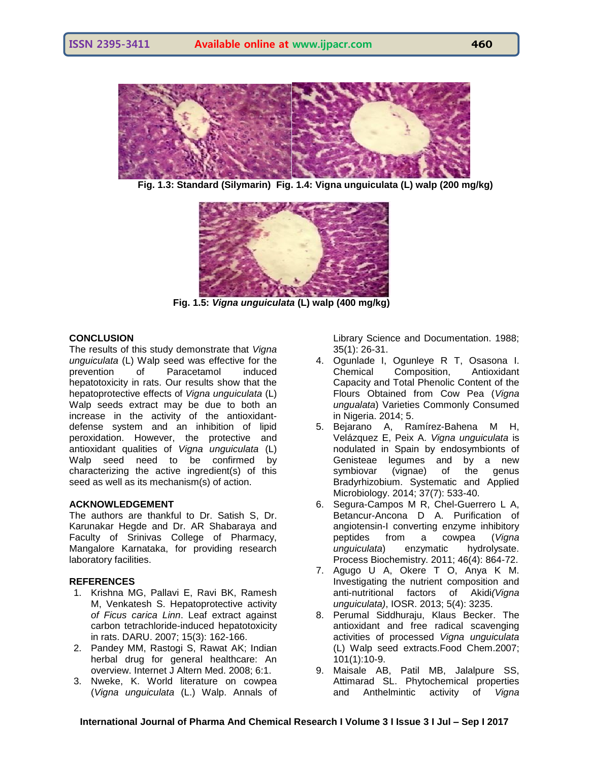Fig. 1.3: Standard (Silymarin) Fig. 1.4: Vigna unguiculata (L) walp (200 mg/kg)

**Fig. 1.5:** ***Vigna unguiculata*** **(L) walp (400 mg/kg)**

## CONCLUSION

The results of this study demonstrate that *Vigna unguiculata* (L) Walp seed was effective for the prevention of Paracetamol induced hepatotoxicity in rats. Our results show that the hepatoprotective effects of *Vigna unguiculata* (L) Walp seeds extract may be due to both an increase in the activity of the antioxidant-defense system and an inhibition of lipid peroxidation. However, the protective and antioxidant qualities of *Vigna unguiculata* (L) Walp seed need to be confirmed by characterizing the active ingredient(s) of this seed as well as its mechanism(s) of action.

## ACKNOWLEDGEMENT

The authors are thankful to Dr. Satish S, Dr. Karunakar Hegde and Dr. AR Shabaraya and Faculty of Srinivas College of Pharmacy, Mangalore Karnataka, for providing research laboratory facilities.

## REFERENCES

1. Krishna MG, Pallavi E, Ravi BK, Ramesh M, Venkatesh S. Hepatoprotective activity *of Ficus carica Linn*. Leaf extract against carbon tetrachloride-induced hepatotoxicity in rats. DARU. 2007; 15(3): 162-166.
2. Pandey MM, Rastogi S, Rawat AK; Indian herbal drug for general healthcare: An overview. Internet J Altern Med. 2008; 6:1.
3. Nweke, K. World literature on cowpea (*Vigna unguiculata* (L.) Walp. Annals of Library Science and Documentation. 1988; 35(1): 26-31.
4. Ogunlade I, Ogunleye R T, Osasona I. Chemical Composition, Antioxidant Capacity and Total Phenolic Content of the Flours Obtained from Cow Pea (*Vigna ungualata*) Varieties Commonly Consumed in Nigeria. 2014; 5.
5. Bejarano A, Ramírez-Bahena M H, Velázquez E, Peix A. *Vigna unguiculata* is nodulated in Spain by endosymbionts of Genisteae legumes and by a new symbiovar (vignae) of the genus Bradyrhizobium. Systematic and Applied Microbiology. 2014; 37(7): 533-40.
6. Segura-Campos M R, Chel-Guerrero L A, Betancur-Ancona D A. Purification of angiotensin-I converting enzyme inhibitory peptides from a cowpea (*Vigna unguiculata*) enzymatic hydrolysate. Process Biochemistry. 2011; 46(4): 864-72.
7. Agugo U A, Okere T O, Anya K M. Investigating the nutrient composition and anti-nutritional factors of Akidi*(Vigna unguiculata)*, IOSR. 2013; 5(4): 3235.
8. Perumal Siddhuraju, Klaus Becker. The antioxidant and free radical scavenging activities of processed *Vigna unguiculata* (L) Walp seed extracts.Food Chem.2007; 101(1):10-9.
9. Maisale AB, Patil MB, Jalalpure SS, Attimarad SL. Phytochemical properties and Anthelmintic activity of *Vigna*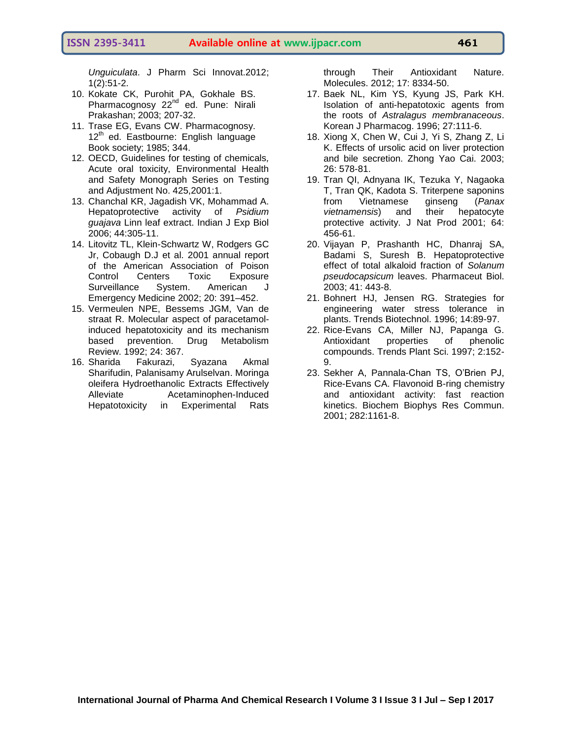*Unguiculata*. J Pharm Sci Innovat.2012; 1(2):51-2.

10. Kokate CK, Purohit PA, Gokhale BS. Pharmacognosy 22nd ed. Pune: Nirali Prakashan; 2003; 207-32.
11. Trase EG, Evans CW. Pharmacognosy. 12th ed. Eastbourne: English language Book society; 1985; 344.
12. OECD, Guidelines for testing of chemicals, Acute oral toxicity, Environmental Health and Safety Monograph Series on Testing and Adjustment No. 425,2001:1.
13. Chanchal KR, Jagadish VK, Mohammad A. Hepatoprotective activity of *Psidium guajava* Linn leaf extract. Indian J Exp Biol 2006; 44:305-11.
14. Litovitz TL, Klein-Schwartz W, Rodgers GC Jr, Cobaugh D.J et al. 2001 annual report of the American Association of Poison Control Centers Toxic Exposure Surveillance System. American J Emergency Medicine 2002; 20: 391–452.
15. Vermeulen NPE, Bessems JGM, Van de straat R. Molecular aspect of paracetamol-induced hepatotoxicity and its mechanism based prevention. Drug Metabolism Review. 1992; 24: 367.
16. Sharida Fakurazi, Syazana Akmal Sharifudin, Palanisamy Arulselvan. Moringa oleifera Hydroethanolic Extracts Effectively Alleviate Acetaminophen-Induced Hepatotoxicity in Experimental Rats through Their Antioxidant Nature. Molecules. 2012; 17: 8334-50.
17. Baek NL, Kim YS, Kyung JS, Park KH. Isolation of anti-hepatotoxic agents from the roots of *Astralagus membranaceous*. Korean J Pharmacog. 1996; 27:111-6.
18. Xiong X, Chen W, Cui J, Yi S, Zhang Z, Li K. Effects of ursolic acid on liver protection and bile secretion. Zhong Yao Cai. 2003; 26: 578-81.
19. Tran QI, Adnyana IK, Tezuka Y, Nagaoka T, Tran QK, Kadota S. Triterpene saponins from Vietnamese ginseng (*Panax vietnamensis*) and their hepatocyte protective activity. J Nat Prod 2001; 64: 456-61.
20. Vijayan P, Prashanth HC, Dhanraj SA, Badami S, Suresh B. Hepatoprotective effect of total alkaloid fraction of *Solanum pseudocapsicum* leaves. Pharmaceut Biol. 2003; 41: 443-8.
21. Bohnert HJ, Jensen RG. Strategies for engineering water stress tolerance in plants. Trends Biotechnol. 1996; 14:89-97.
22. Rice-Evans CA, Miller NJ, Papanga G. Antioxidant properties of phenolic compounds. Trends Plant Sci. 1997; 2:152-9.
23. Sekher A, Pannala-Chan TS, O'Brien PJ, Rice-Evans CA. Flavonoid B-ring chemistry and antioxidant activity: fast reaction kinetics. Biochem Biophys Res Commun. 2001; 282:1161-8.